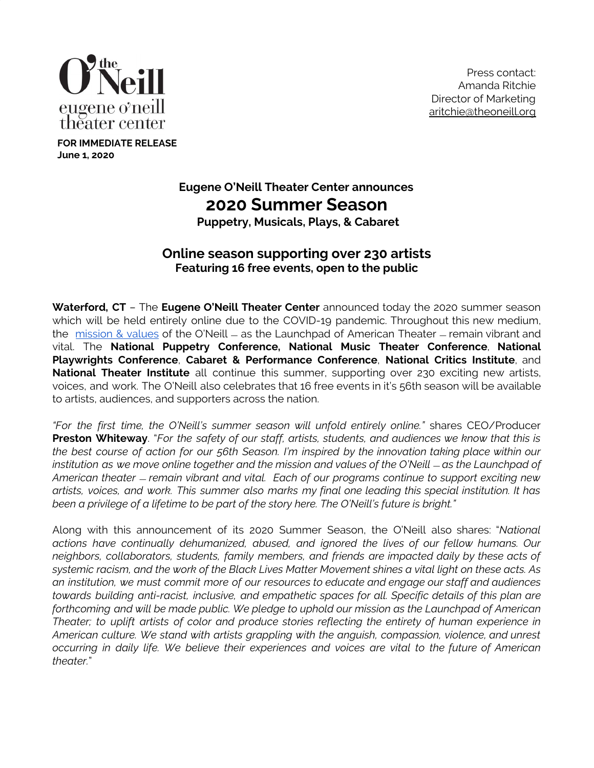the O'Neill
eugene o'neill theater center

**FOR IMMEDIATE RELEASE**
**June 1, 2020**

Press contact:
Amanda Ritchie
Director of Marketing
aritchie@theoneill.org

### Eugene O'Neill Theater Center announces

# 2020 Summer Season

### Puppetry, Musicals, Plays, & Cabaret

## Online season supporting over 230 artists

### Featuring 16 free events, open to the public

**Waterford, CT** – The **Eugene O'Neill Theater Center** announced today the 2020 summer season which will be held entirely online due to the COVID-19 pandemic. Throughout this new medium, the [mission & values](mission & values) of the O'Neill – as the Launchpad of American Theater – remain vibrant and vital. The **National Puppetry Conference, National Music Theater Conference**, **National Playwrights Conference**, **Cabaret & Performance Conference**, **National Critics Institute**, and **National Theater Institute** all continue this summer, supporting over 230 exciting new artists, voices, and work. The O'Neill also celebrates that 16 free events in it's 56th season will be available to artists, audiences, and supporters across the nation.

*"For the first time, the O'Neill's summer season will unfold entirely online."* shares CEO/Producer **Preston Whiteway**. "*For the safety of our staff, artists, students, and audiences we know that this is the best course of action for our 56th Season. I'm inspired by the innovation taking place within our institution as we move online together and the mission and values of the O'Neill – as the Launchpad of American theater – remain vibrant and vital. Each of our programs continue to support exciting new artists, voices, and work. This summer also marks my final one leading this special institution. It has been a privilege of a lifetime to be part of the story here. The O'Neill's future is bright."*

Along with this announcement of its 2020 Summer Season, the O'Neill also shares: "*National actions have continually dehumanized, abused, and ignored the lives of our fellow humans. Our neighbors, collaborators, students, family members, and friends are impacted daily by these acts of systemic racism, and the work of the Black Lives Matter Movement shines a vital light on these acts. As an institution, we must commit more of our resources to educate and engage our staff and audiences towards building anti-racist, inclusive, and empathetic spaces for all. Specific details of this plan are forthcoming and will be made public. We pledge to uphold our mission as the Launchpad of American Theater; to uplift artists of color and produce stories reflecting the entirety of human experience in American culture. We stand with artists grappling with the anguish, compassion, violence, and unrest occurring in daily life. We believe their experiences and voices are vital to the future of American theater.*"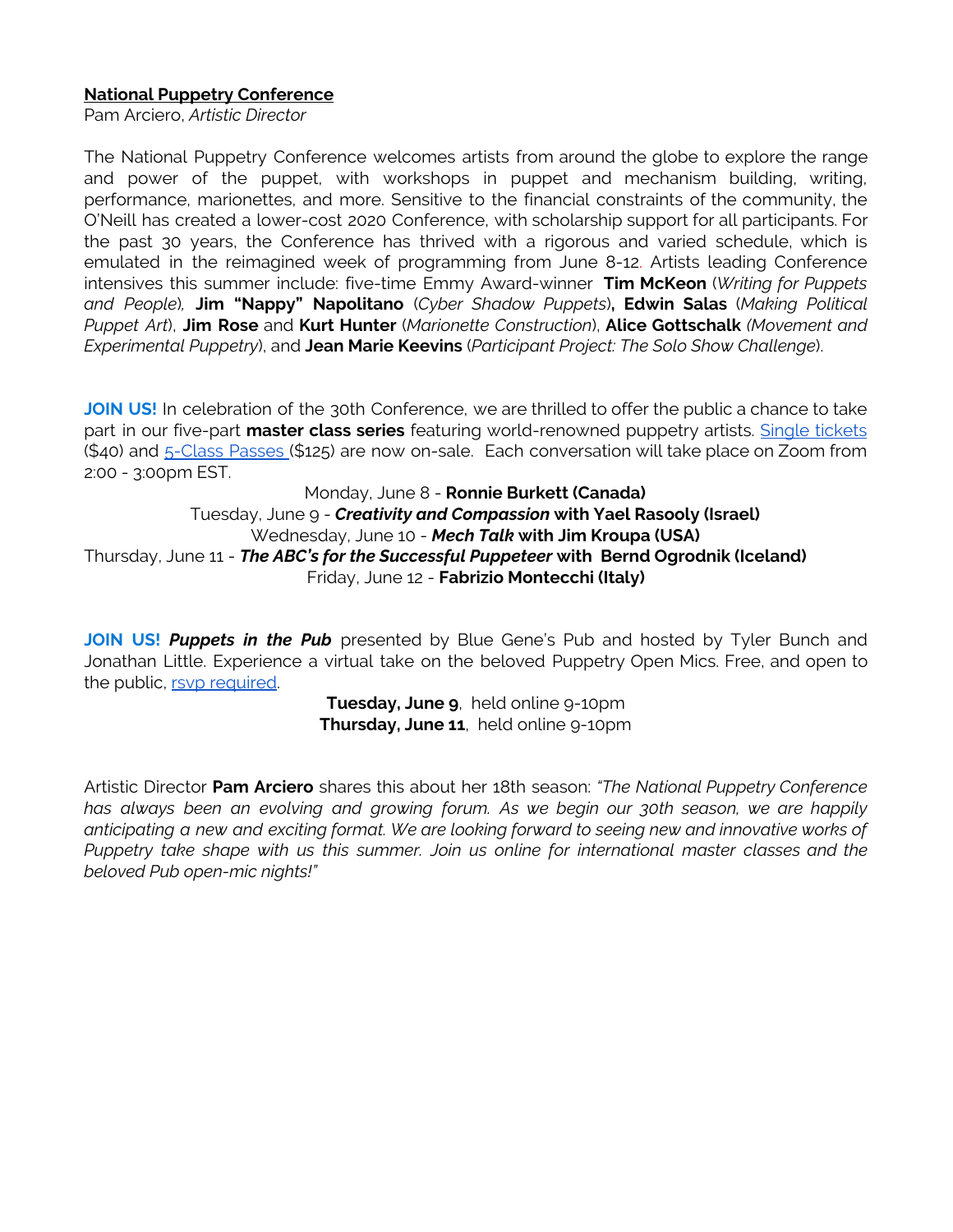**<u>National Puppetry Conference</u>**
Pam Arciero, *Artistic Director*

The National Puppetry Conference welcomes artists from around the globe to explore the range and power of the puppet, with workshops in puppet and mechanism building, writing, performance, marionettes, and more. Sensitive to the financial constraints of the community, the O'Neill has created a lower-cost 2020 Conference, with scholarship support for all participants. For the past 30 years, the Conference has thrived with a rigorous and varied schedule, which is emulated in the reimagined week of programming from June 8-12. Artists leading Conference intensives this summer include: five-time Emmy Award-winner **Tim McKeon** (*Writing for Puppets and People*), **Jim "Nappy" Napolitano** (*Cyber Shadow Puppets*), **Edwin Salas** (*Making Political Puppet Art*), **Jim Rose** and **Kurt Hunter** (*Marionette Construction*), **Alice Gottschalk** (*Movement and Experimental Puppetry*), and **Jean Marie Keevins** (*Participant Project: The Solo Show Challenge*).

**JOIN US!** In celebration of the 30th Conference, we are thrilled to offer the public a chance to take part in our five-part **master class series** featuring world-renowned puppetry artists. Single tickets ($40) and 5-Class Passes ($125) are now on-sale. Each conversation will take place on Zoom from 2:00 - 3:00pm EST.

Monday, June 8 - **Ronnie Burkett (Canada)**
Tuesday, June 9 - ***Creativity and Compassion* with Yael Rasooly (Israel)**
Wednesday, June 10 - ***Mech Talk* with Jim Kroupa (USA)**
Thursday, June 11 - ***The ABC's for the Successful Puppeteer* with Bernd Ogrodnik (Iceland)**
Friday, June 12 - **Fabrizio Montecchi (Italy)**

**JOIN US!** ***Puppets in the Pub*** presented by Blue Gene's Pub and hosted by Tyler Bunch and Jonathan Little. Experience a virtual take on the beloved Puppetry Open Mics. Free, and open to the public, rsvp required.

**Tuesday, June 9**, held online 9-10pm
**Thursday, June 11**, held online 9-10pm

Artistic Director **Pam Arciero** shares this about her 18th season: *"The National Puppetry Conference has always been an evolving and growing forum. As we begin our 30th season, we are happily anticipating a new and exciting format. We are looking forward to seeing new and innovative works of Puppetry take shape with us this summer. Join us online for international master classes and the beloved Pub open-mic nights!"*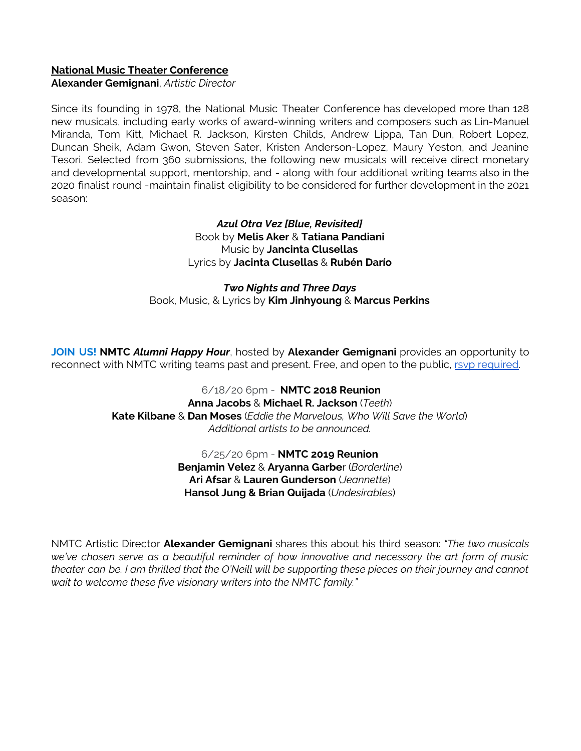**<u>National Music Theater Conference</u>**
**Alexander Gemignani**, *Artistic Director*

Since its founding in 1978, the National Music Theater Conference has developed more than 128 new musicals, including early works of award-winning writers and composers such as Lin-Manuel Miranda, Tom Kitt, Michael R. Jackson, Kirsten Childs, Andrew Lippa, Tan Dun, Robert Lopez, Duncan Sheik, Adam Gwon, Steven Sater, Kristen Anderson-Lopez, Maury Yeston, and Jeanine Tesori. Selected from 360 submissions, the following new musicals will receive direct monetary and developmental support, mentorship, and - along with four additional writing teams also in the 2020 finalist round -maintain finalist eligibility to be considered for further development in the 2021 season:

***Azul Otra Vez [Blue, Revisited]***
Book by **Melis Aker** & **Tatiana Pandiani**
Music by **Jancinta Clusellas**
Lyrics by **Jacinta Clusellas** & **Rubén Darío**

***Two Nights and Three Days***
Book, Music, & Lyrics by **Kim Jinhyoung** & **Marcus Perkins**

**JOIN US! NMTC *Alumni Happy Hour***, hosted by **Alexander Gemignani** provides an opportunity to reconnect with NMTC writing teams past and present. Free, and open to the public, rsvp required.

6/18/20 6pm - **NMTC 2018 Reunion**
**Anna Jacobs** & **Michael R. Jackson** (*Teeth*)
**Kate Kilbane** & **Dan Moses** (*Eddie the Marvelous, Who Will Save the World*)
*Additional artists to be announced.*

6/25/20 6pm - **NMTC 2019 Reunion**
**Benjamin Velez** & **Aryanna Garber** (*Borderline*)
**Ari Afsar** & **Lauren Gunderson** (*Jeannette*)
**Hansol Jung & Brian Quijada** (*Undesirables*)

NMTC Artistic Director **Alexander Gemignani** shares this about his third season: *"The two musicals we've chosen serve as a beautiful reminder of how innovative and necessary the art form of music theater can be. I am thrilled that the O'Neill will be supporting these pieces on their journey and cannot wait to welcome these five visionary writers into the NMTC family."*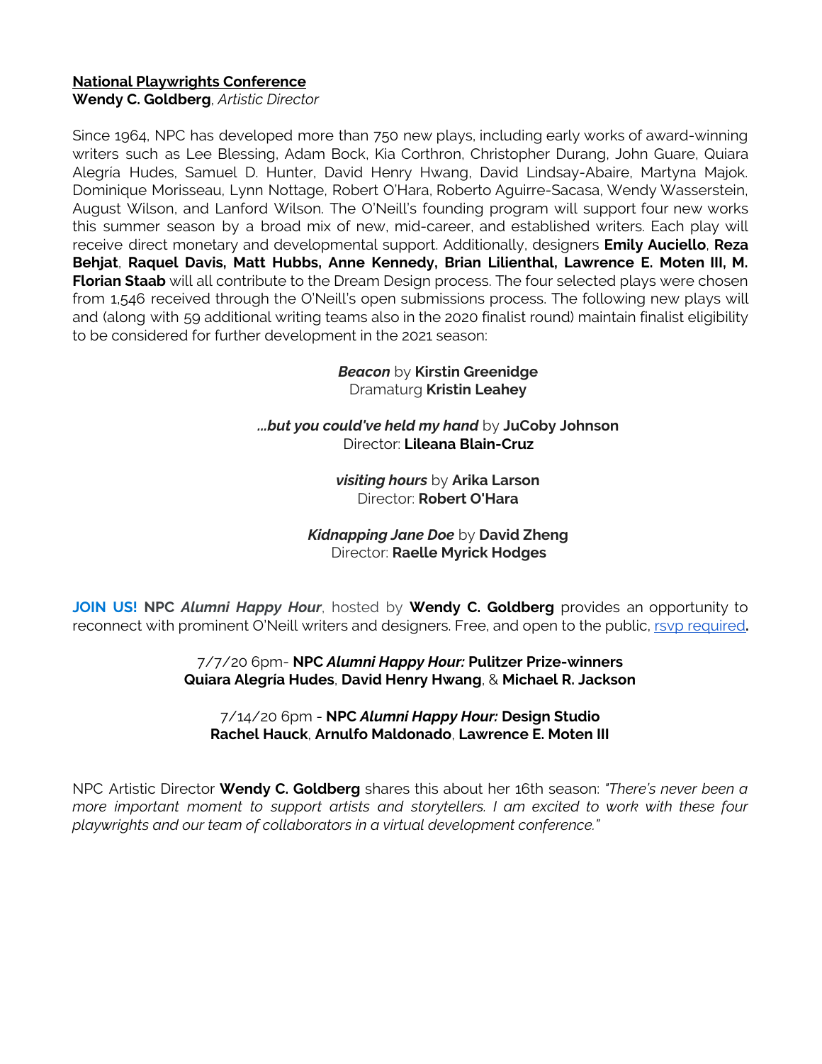**National Playwrights Conference**
**Wendy C. Goldberg**, *Artistic Director*

Since 1964, NPC has developed more than 750 new plays, including early works of award-winning writers such as Lee Blessing, Adam Bock, Kia Corthron, Christopher Durang, John Guare, Quiara Alegría Hudes, Samuel D. Hunter, David Henry Hwang, David Lindsay-Abaire, Martyna Majok. Dominique Morisseau, Lynn Nottage, Robert O'Hara, Roberto Aguirre-Sacasa, Wendy Wasserstein, August Wilson, and Lanford Wilson. The O'Neill's founding program will support four new works this summer season by a broad mix of new, mid-career, and established writers. Each play will receive direct monetary and developmental support. Additionally, designers **Emily Auciello**, **Reza Behjat**, **Raquel Davis, Matt Hubbs, Anne Kennedy, Brian Lilienthal, Lawrence E. Moten III, M. Florian Staab** will all contribute to the Dream Design process. The four selected plays were chosen from 1,546 received through the O'Neill's open submissions process. The following new plays will and (along with 59 additional writing teams also in the 2020 finalist round) maintain finalist eligibility to be considered for further development in the 2021 season:

***Beacon*** by **Kirstin Greenidge**
Dramaturg **Kristin Leahey**

***...but you could've held my hand*** by **JuCoby Johnson**
Director: **Lileana Blain-Cruz**

***visiting hours*** by **Arika Larson**
Director: **Robert O'Hara**

***Kidnapping Jane Doe*** by **David Zheng**
Director: **Raelle Myrick Hodges**

**JOIN US!** **NPC** ***Alumni Happy Hour***, hosted by **Wendy C. Goldberg** provides an opportunity to reconnect with prominent O'Neill writers and designers. Free, and open to the public, rsvp required**.**

7/7/20 6pm- **NPC *Alumni Happy Hour:* Pulitzer Prize-winners**
**Quiara Alegría Hudes**, **David Henry Hwang**, & **Michael R. Jackson**

7/14/20 6pm - **NPC *Alumni Happy Hour:* Design Studio**
**Rachel Hauck**, **Arnulfo Maldonado**, **Lawrence E. Moten III**

NPC Artistic Director **Wendy C. Goldberg** shares this about her 16th season: *"There's never been a more important moment to support artists and storytellers. I am excited to work with these four playwrights and our team of collaborators in a virtual development conference."*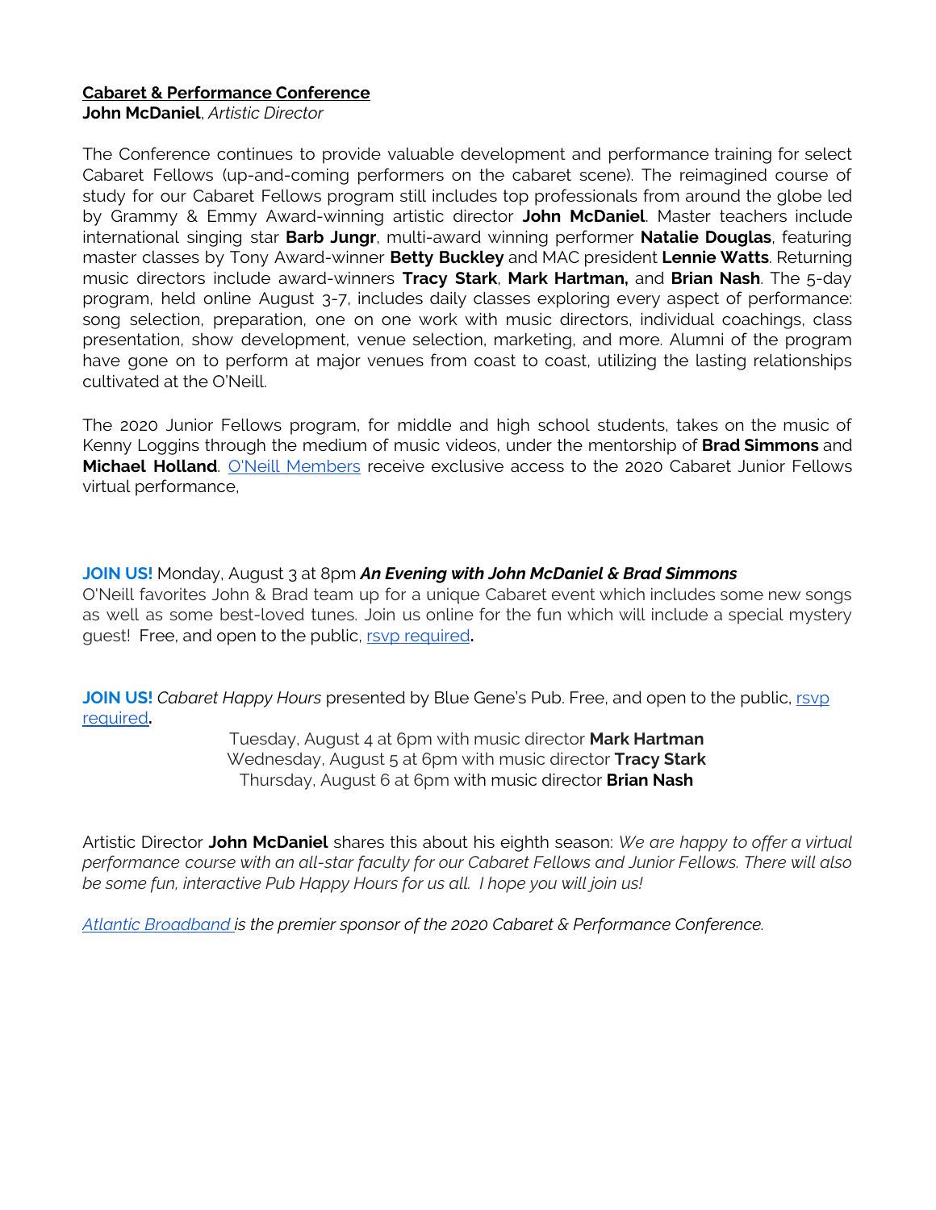**Cabaret & Performance Conference**
**John McDaniel**, *Artistic Director*

The Conference continues to provide valuable development and performance training for select Cabaret Fellows (up-and-coming performers on the cabaret scene). The reimagined course of study for our Cabaret Fellows program still includes top professionals from around the globe led by Grammy & Emmy Award-winning artistic director **John McDaniel**. Master teachers include international singing star **Barb Jungr**, multi-award winning performer **Natalie Douglas**, featuring master classes by Tony Award-winner **Betty Buckley** and MAC president **Lennie Watts**. Returning music directors include award-winners **Tracy Stark**, **Mark Hartman,** and **Brian Nash**. The 5-day program, held online August 3-7, includes daily classes exploring every aspect of performance: song selection, preparation, one on one work with music directors, individual coachings, class presentation, show development, venue selection, marketing, and more. Alumni of the program have gone on to perform at major venues from coast to coast, utilizing the lasting relationships cultivated at the O'Neill.

The 2020 Junior Fellows program, for middle and high school students, takes on the music of Kenny Loggins through the medium of music videos, under the mentorship of **Brad Simmons** and **Michael Holland**. O'Neill Members receive exclusive access to the 2020 Cabaret Junior Fellows virtual performance,

**JOIN US!** Monday, August 3 at 8pm ***An Evening with John McDaniel & Brad Simmons***
O'Neill favorites John & Brad team up for a unique Cabaret event which includes some new songs as well as some best-loved tunes. Join us online for the fun which will include a special mystery guest! Free, and open to the public, rsvp required**.**

**JOIN US!** *Cabaret Happy Hours* presented by Blue Gene's Pub. Free, and open to the public, rsvp required**.**

Tuesday, August 4 at 6pm with music director **Mark Hartman**
Wednesday, August 5 at 6pm with music director **Tracy Stark**
Thursday, August 6 at 6pm with music director **Brian Nash**

Artistic Director **John McDaniel** shares this about his eighth season: *We are happy to offer a virtual performance course with an all-star faculty for our Cabaret Fellows and Junior Fellows. There will also be some fun, interactive Pub Happy Hours for us all. I hope you will join us!*

*Atlantic Broadband is the premier sponsor of the 2020 Cabaret & Performance Conference.*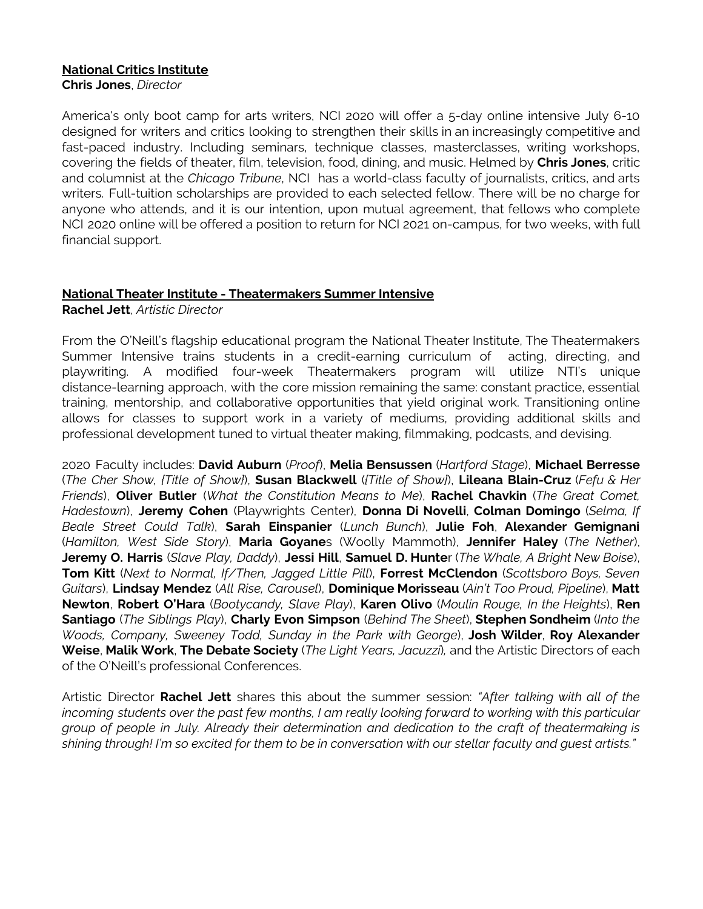**National Critics Institute**
**Chris Jones**, *Director*

America's only boot camp for arts writers, NCI 2020 will offer a 5-day online intensive July 6-10 designed for writers and critics looking to strengthen their skills in an increasingly competitive and fast-paced industry. Including seminars, technique classes, masterclasses, writing workshops, covering the fields of theater, film, television, food, dining, and music. Helmed by **Chris Jones**, critic and columnist at the *Chicago Tribune*, NCI has a world-class faculty of journalists, critics, and arts writers. Full-tuition scholarships are provided to each selected fellow. There will be no charge for anyone who attends, and it is our intention, upon mutual agreement, that fellows who complete NCI 2020 online will be offered a position to return for NCI 2021 on-campus, for two weeks, with full financial support.

**National Theater Institute - Theatermakers Summer Intensive**
**Rachel Jett**, *Artistic Director*

From the O'Neill's flagship educational program the National Theater Institute, The Theatermakers Summer Intensive trains students in a credit-earning curriculum of acting, directing, and playwriting. A modified four-week Theatermakers program will utilize NTI's unique distance-learning approach, with the core mission remaining the same: constant practice, essential training, mentorship, and collaborative opportunities that yield original work. Transitioning online allows for classes to support work in a variety of mediums, providing additional skills and professional development tuned to virtual theater making, filmmaking, podcasts, and devising.

2020 Faculty includes: **David Auburn** (*Proof*), **Melia Bensussen** (*Hartford Stage*), **Michael Berresse** (*The Cher Show, [Title of Show]*), **Susan Blackwell** (*[Title of Show]*), **Lileana Blain-Cruz** (*Fefu & Her Friends*), **Oliver Butler** (*What the Constitution Means to Me*), **Rachel Chavkin** (*The Great Comet, Hadestown*), **Jeremy Cohen** (Playwrights Center), **Donna Di Novelli**, **Colman Domingo** (*Selma, If Beale Street Could Talk*), **Sarah Einspanier** (*Lunch Bunch*), **Julie Foh**, **Alexander Gemignani** (*Hamilton, West Side Story*), **Maria Goyane**s (Woolly Mammoth), **Jennifer Haley** (*The Nether*), **Jeremy O. Harris** (*Slave Play, Daddy*), **Jessi Hill**, **Samuel D. Hunte**r (*The Whale, A Bright New Boise*), **Tom Kitt** (*Next to Normal, If/Then, Jagged Little Pill*), **Forrest McClendon** (*Scottsboro Boys, Seven Guitars*), **Lindsay Mendez** (*All Rise, Carousel*), **Dominique Morisseau** (*Ain't Too Proud, Pipeline*), **Matt Newton**, **Robert O'Hara** (*Bootycandy, Slave Play*), **Karen Olivo** (*Moulin Rouge, In the Heights*), **Ren Santiago** (*The Siblings Play*), **Charly Evon Simpson** (*Behind The Sheet*), **Stephen Sondheim** (*Into the Woods, Company, Sweeney Todd, Sunday in the Park with George*), **Josh Wilder**, **Roy Alexander Weise**, **Malik Work**, **The Debate Society** (*The Light Years, Jacuzzi*), and the Artistic Directors of each of the O'Neill's professional Conferences.

Artistic Director **Rachel Jett** shares this about the summer session: *"After talking with all of the incoming students over the past few months, I am really looking forward to working with this particular group of people in July. Already their determination and dedication to the craft of theatermaking is shining through! I'm so excited for them to be in conversation with our stellar faculty and guest artists."*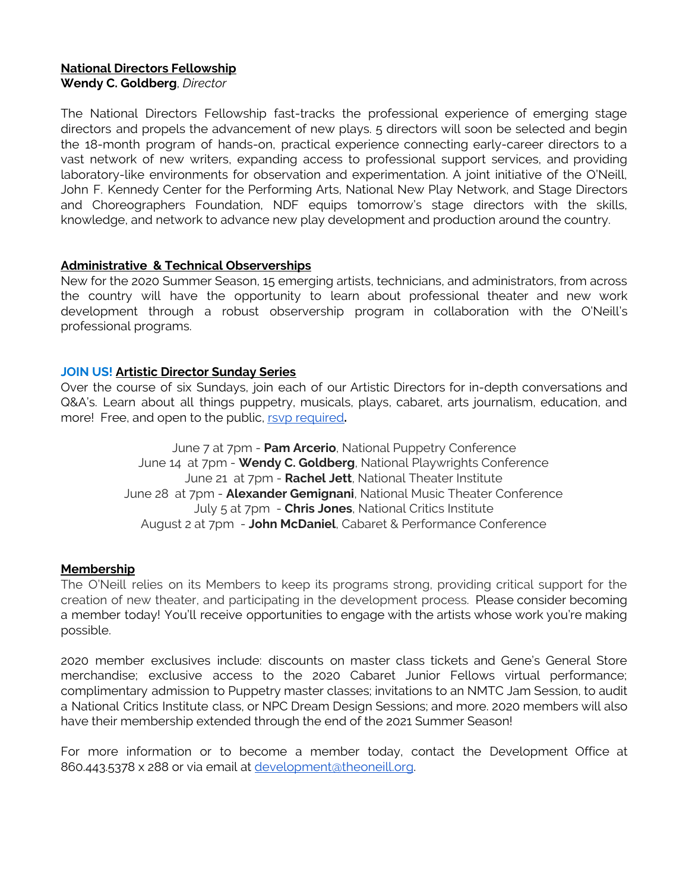**National Directors Fellowship**
**Wendy C. Goldberg**, *Director*

The National Directors Fellowship fast-tracks the professional experience of emerging stage directors and propels the advancement of new plays. 5 directors will soon be selected and begin the 18-month program of hands-on, practical experience connecting early-career directors to a vast network of new writers, expanding access to professional support services, and providing laboratory-like environments for observation and experimentation. A joint initiative of the O'Neill, John F. Kennedy Center for the Performing Arts, National New Play Network, and Stage Directors and Choreographers Foundation, NDF equips tomorrow's stage directors with the skills, knowledge, and network to advance new play development and production around the country.

**Administrative & Technical Observerships**

New for the 2020 Summer Season, 15 emerging artists, technicians, and administrators, from across the country will have the opportunity to learn about professional theater and new work development through a robust observership program in collaboration with the O'Neill's professional programs.

**JOIN US! Artistic Director Sunday Series**

Over the course of six Sundays, join each of our Artistic Directors for in-depth conversations and Q&A's. Learn about all things puppetry, musicals, plays, cabaret, arts journalism, education, and more! Free, and open to the public, rsvp required**.**

June 7 at 7pm - **Pam Arcerio**, National Puppetry Conference
June 14 at 7pm - **Wendy C. Goldberg**, National Playwrights Conference
June 21 at 7pm - **Rachel Jett**, National Theater Institute
June 28 at 7pm - **Alexander Gemignani**, National Music Theater Conference
July 5 at 7pm - **Chris Jones**, National Critics Institute
August 2 at 7pm - **John McDaniel**, Cabaret & Performance Conference

**Membership**

The O'Neill relies on its Members to keep its programs strong, providing critical support for the creation of new theater, and participating in the development process. Please consider becoming a member today! You'll receive opportunities to engage with the artists whose work you're making possible.

2020 member exclusives include: discounts on master class tickets and Gene's General Store merchandise; exclusive access to the 2020 Cabaret Junior Fellows virtual performance; complimentary admission to Puppetry master classes; invitations to an NMTC Jam Session, to audit a National Critics Institute class, or NPC Dream Design Sessions; and more. 2020 members will also have their membership extended through the end of the 2021 Summer Season!

For more information or to become a member today, contact the Development Office at 860.443.5378 x 288 or via email at development@theoneill.org.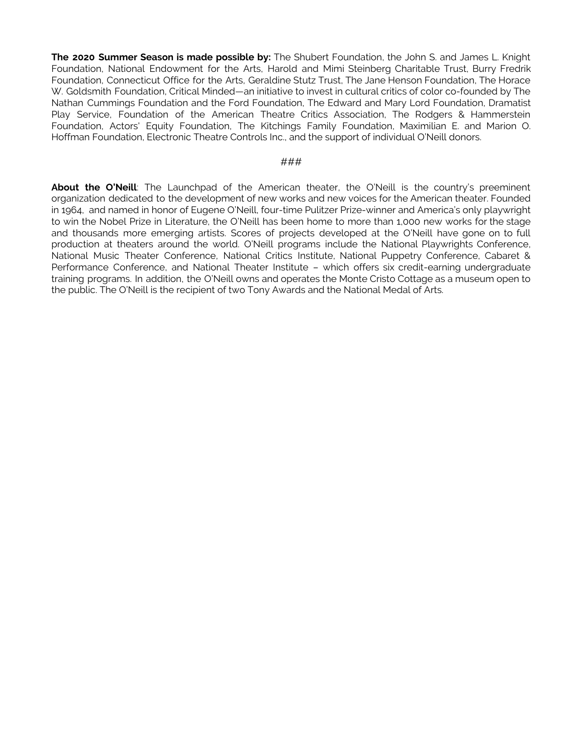**The 2020 Summer Season is made possible by:** The Shubert Foundation, the John S. and James L. Knight Foundation, National Endowment for the Arts, Harold and Mimi Steinberg Charitable Trust, Burry Fredrik Foundation, Connecticut Office for the Arts, Geraldine Stutz Trust, The Jane Henson Foundation, The Horace W. Goldsmith Foundation, Critical Minded—an initiative to invest in cultural critics of color co-founded by The Nathan Cummings Foundation and the Ford Foundation, The Edward and Mary Lord Foundation, Dramatist Play Service, Foundation of the American Theatre Critics Association, The Rodgers & Hammerstein Foundation, Actors' Equity Foundation, The Kitchings Family Foundation, Maximilian E. and Marion O. Hoffman Foundation, Electronic Theatre Controls Inc., and the support of individual O'Neill donors.

###

**About the O'Neill**: The Launchpad of the American theater, the O'Neill is the country's preeminent organization dedicated to the development of new works and new voices for the American theater. Founded in 1964, and named in honor of Eugene O'Neill, four-time Pulitzer Prize-winner and America's only playwright to win the Nobel Prize in Literature, the O'Neill has been home to more than 1,000 new works for the stage and thousands more emerging artists. Scores of projects developed at the O'Neill have gone on to full production at theaters around the world. O'Neill programs include the National Playwrights Conference, National Music Theater Conference, National Critics Institute, National Puppetry Conference, Cabaret & Performance Conference, and National Theater Institute – which offers six credit-earning undergraduate training programs. In addition, the O'Neill owns and operates the Monte Cristo Cottage as a museum open to the public. The O'Neill is the recipient of two Tony Awards and the National Medal of Arts.